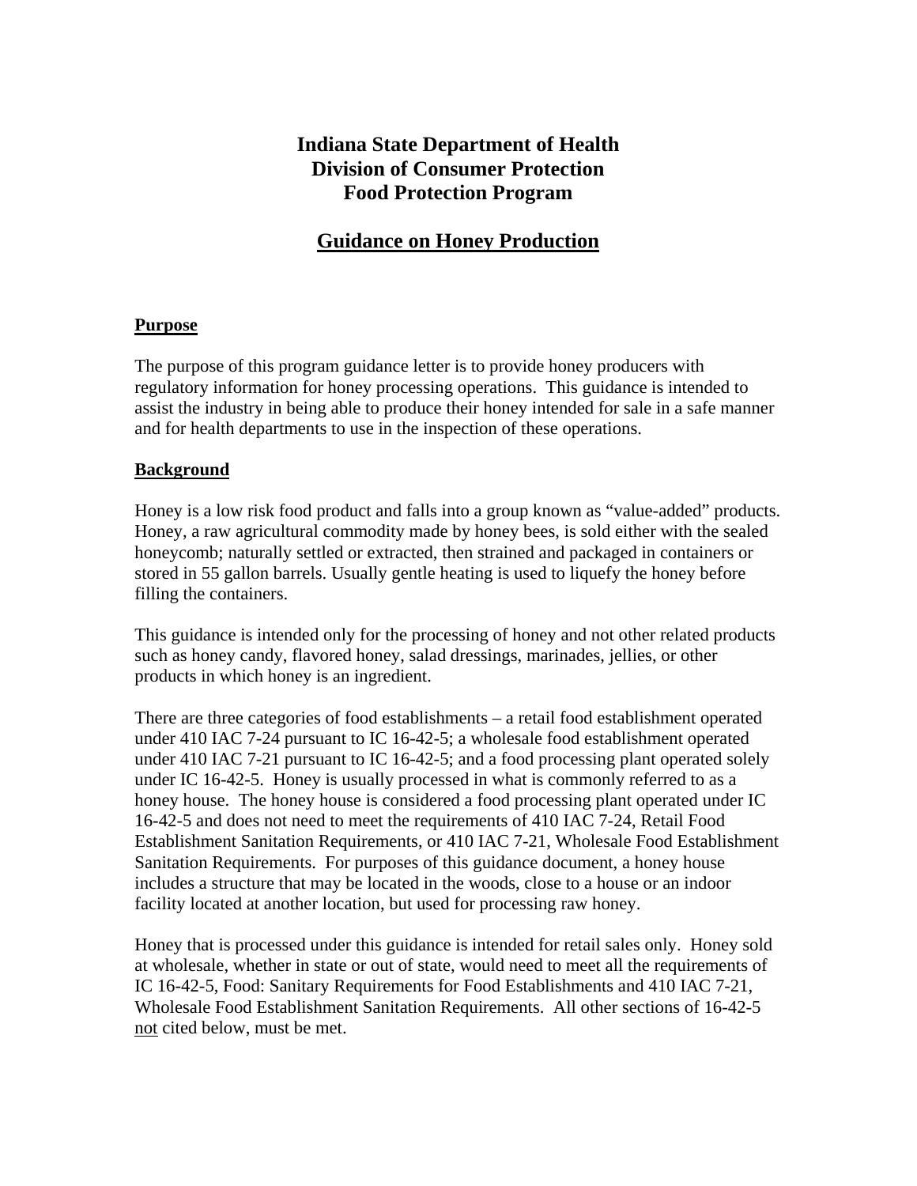# Indiana State Department of Health
# Division of Consumer Protection
# Food Protection Program

## Guidance on Honey Production

### Purpose

The purpose of this program guidance letter is to provide honey producers with regulatory information for honey processing operations. This guidance is intended to assist the industry in being able to produce their honey intended for sale in a safe manner and for health departments to use in the inspection of these operations.

### Background

Honey is a low risk food product and falls into a group known as "value-added" products. Honey, a raw agricultural commodity made by honey bees, is sold either with the sealed honeycomb; naturally settled or extracted, then strained and packaged in containers or stored in 55 gallon barrels. Usually gentle heating is used to liquefy the honey before filling the containers.

This guidance is intended only for the processing of honey and not other related products such as honey candy, flavored honey, salad dressings, marinades, jellies, or other products in which honey is an ingredient.

There are three categories of food establishments – a retail food establishment operated under 410 IAC 7-24 pursuant to IC 16-42-5; a wholesale food establishment operated under 410 IAC 7-21 pursuant to IC 16-42-5; and a food processing plant operated solely under IC 16-42-5. Honey is usually processed in what is commonly referred to as a honey house. The honey house is considered a food processing plant operated under IC 16-42-5 and does not need to meet the requirements of 410 IAC 7-24, Retail Food Establishment Sanitation Requirements, or 410 IAC 7-21, Wholesale Food Establishment Sanitation Requirements. For purposes of this guidance document, a honey house includes a structure that may be located in the woods, close to a house or an indoor facility located at another location, but used for processing raw honey.

Honey that is processed under this guidance is intended for retail sales only. Honey sold at wholesale, whether in state or out of state, would need to meet all the requirements of IC 16-42-5, Food: Sanitary Requirements for Food Establishments and 410 IAC 7-21, Wholesale Food Establishment Sanitation Requirements. All other sections of 16-42-5 <u>not</u> cited below, must be met.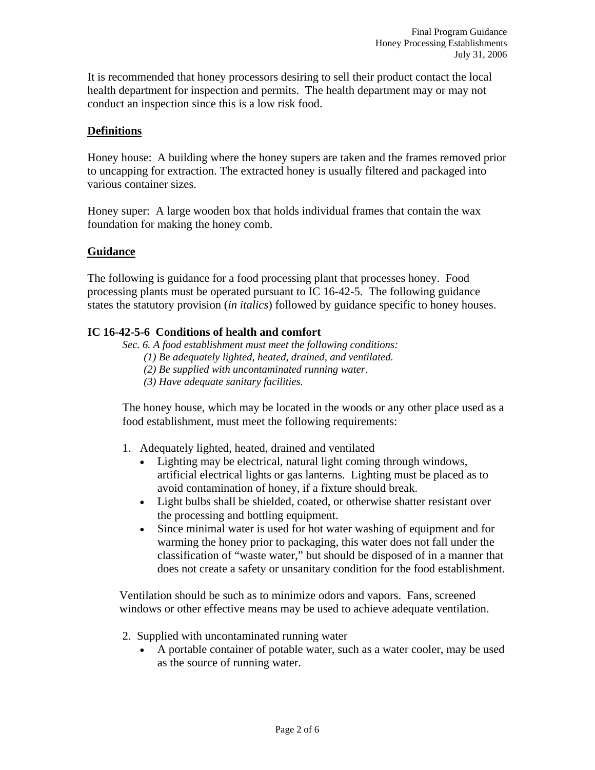It is recommended that honey processors desiring to sell their product contact the local health department for inspection and permits. The health department may or may not conduct an inspection since this is a low risk food.

## Definitions

Honey house: A building where the honey supers are taken and the frames removed prior to uncapping for extraction. The extracted honey is usually filtered and packaged into various container sizes.

Honey super: A large wooden box that holds individual frames that contain the wax foundation for making the honey comb.

## Guidance

The following is guidance for a food processing plant that processes honey. Food processing plants must be operated pursuant to IC 16-42-5. The following guidance states the statutory provision (*in italics*) followed by guidance specific to honey houses.

### IC 16-42-5-6 Conditions of health and comfort

*Sec. 6. A food establishment must meet the following conditions:*

*(1) Be adequately lighted, heated, drained, and ventilated.*

*(2) Be supplied with uncontaminated running water.*

*(3) Have adequate sanitary facilities.*

The honey house, which may be located in the woods or any other place used as a food establishment, must meet the following requirements:

1. Adequately lighted, heated, drained and ventilated
   - Lighting may be electrical, natural light coming through windows, artificial electrical lights or gas lanterns. Lighting must be placed as to avoid contamination of honey, if a fixture should break.
   - Light bulbs shall be shielded, coated, or otherwise shatter resistant over the processing and bottling equipment.
   - Since minimal water is used for hot water washing of equipment and for warming the honey prior to packaging, this water does not fall under the classification of "waste water," but should be disposed of in a manner that does not create a safety or unsanitary condition for the food establishment.

Ventilation should be such as to minimize odors and vapors. Fans, screened windows or other effective means may be used to achieve adequate ventilation.

2. Supplied with uncontaminated running water
   - A portable container of potable water, such as a water cooler, may be used as the source of running water.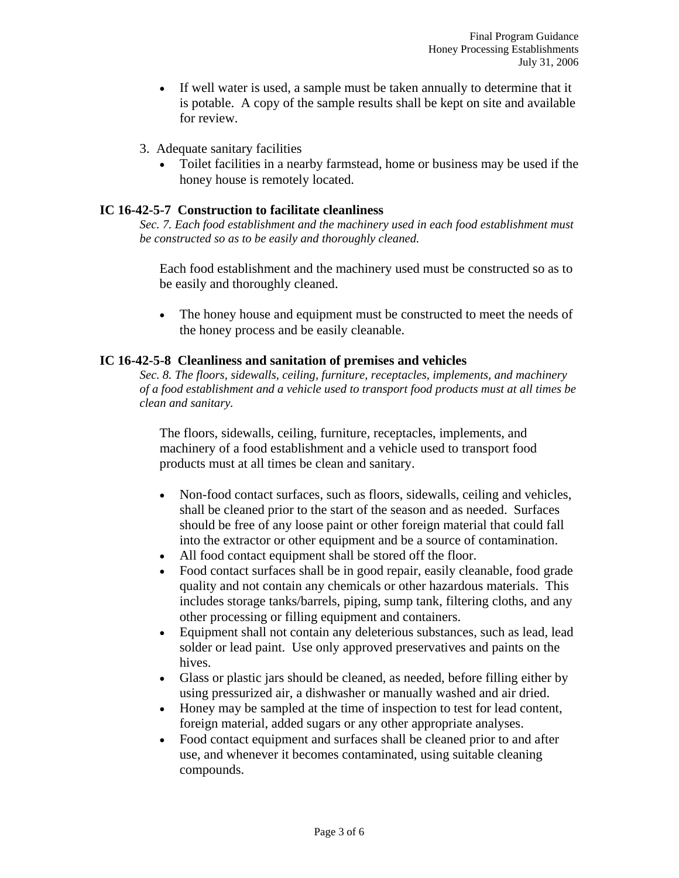- If well water is used, a sample must be taken annually to determine that it is potable. A copy of the sample results shall be kept on site and available for review.

3. Adequate sanitary facilities
   - Toilet facilities in a nearby farmstead, home or business may be used if the honey house is remotely located.

## IC 16-42-5-7 Construction to facilitate cleanliness

*Sec. 7. Each food establishment and the machinery used in each food establishment must be constructed so as to be easily and thoroughly cleaned.*

Each food establishment and the machinery used must be constructed so as to be easily and thoroughly cleaned.

- The honey house and equipment must be constructed to meet the needs of the honey process and be easily cleanable.

## IC 16-42-5-8 Cleanliness and sanitation of premises and vehicles

*Sec. 8. The floors, sidewalls, ceiling, furniture, receptacles, implements, and machinery of a food establishment and a vehicle used to transport food products must at all times be clean and sanitary.*

The floors, sidewalls, ceiling, furniture, receptacles, implements, and machinery of a food establishment and a vehicle used to transport food products must at all times be clean and sanitary.

- Non-food contact surfaces, such as floors, sidewalls, ceiling and vehicles, shall be cleaned prior to the start of the season and as needed. Surfaces should be free of any loose paint or other foreign material that could fall into the extractor or other equipment and be a source of contamination.
- All food contact equipment shall be stored off the floor.
- Food contact surfaces shall be in good repair, easily cleanable, food grade quality and not contain any chemicals or other hazardous materials. This includes storage tanks/barrels, piping, sump tank, filtering cloths, and any other processing or filling equipment and containers.
- Equipment shall not contain any deleterious substances, such as lead, lead solder or lead paint. Use only approved preservatives and paints on the hives.
- Glass or plastic jars should be cleaned, as needed, before filling either by using pressurized air, a dishwasher or manually washed and air dried.
- Honey may be sampled at the time of inspection to test for lead content, foreign material, added sugars or any other appropriate analyses.
- Food contact equipment and surfaces shall be cleaned prior to and after use, and whenever it becomes contaminated, using suitable cleaning compounds.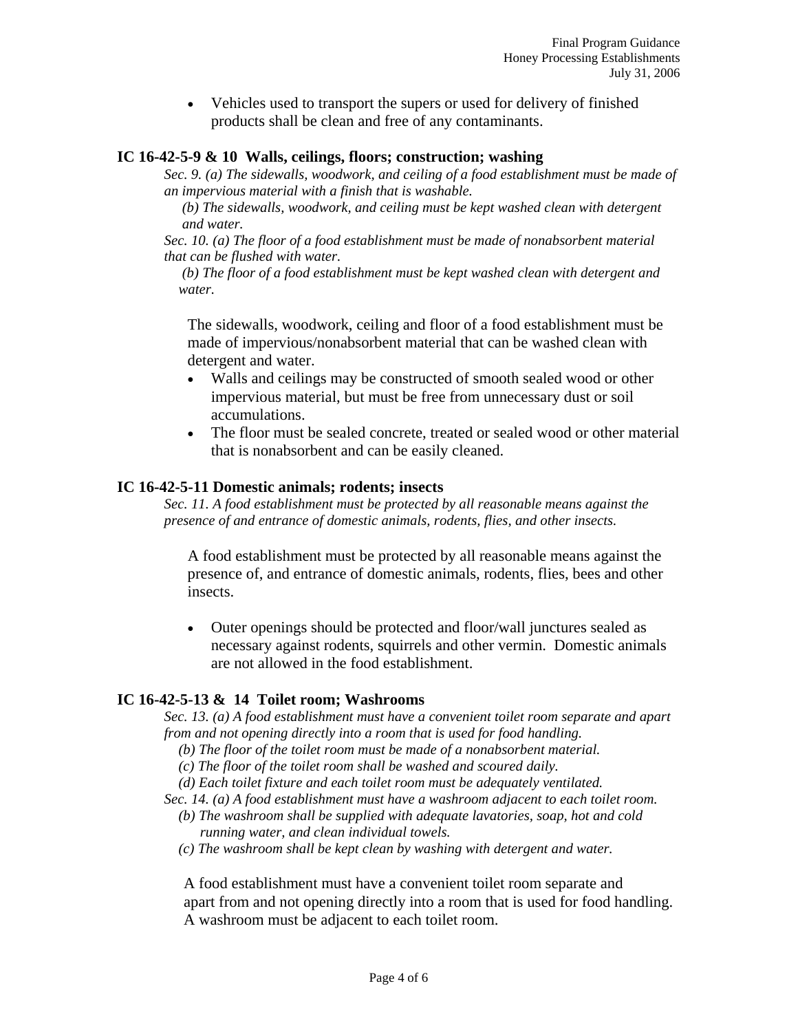- Vehicles used to transport the supers or used for delivery of finished products shall be clean and free of any contaminants.

### IC 16-42-5-9 & 10 Walls, ceilings, floors; construction; washing

*Sec. 9. (a) The sidewalls, woodwork, and ceiling of a food establishment must be made of an impervious material with a finish that is washable.*

*(b) The sidewalls, woodwork, and ceiling must be kept washed clean with detergent and water.*

*Sec. 10. (a) The floor of a food establishment must be made of nonabsorbent material that can be flushed with water.*

*(b) The floor of a food establishment must be kept washed clean with detergent and water.*

The sidewalls, woodwork, ceiling and floor of a food establishment must be made of impervious/nonabsorbent material that can be washed clean with detergent and water.

- Walls and ceilings may be constructed of smooth sealed wood or other impervious material, but must be free from unnecessary dust or soil accumulations.
- The floor must be sealed concrete, treated or sealed wood or other material that is nonabsorbent and can be easily cleaned.

### IC 16-42-5-11 Domestic animals; rodents; insects

*Sec. 11. A food establishment must be protected by all reasonable means against the presence of and entrance of domestic animals, rodents, flies, and other insects.*

A food establishment must be protected by all reasonable means against the presence of, and entrance of domestic animals, rodents, flies, bees and other insects.

- Outer openings should be protected and floor/wall junctures sealed as necessary against rodents, squirrels and other vermin. Domestic animals are not allowed in the food establishment.

### IC 16-42-5-13 & 14 Toilet room; Washrooms

*Sec. 13. (a) A food establishment must have a convenient toilet room separate and apart from and not opening directly into a room that is used for food handling.*

*(b) The floor of the toilet room must be made of a nonabsorbent material.*

*(c) The floor of the toilet room shall be washed and scoured daily.*

*(d) Each toilet fixture and each toilet room must be adequately ventilated.*

*Sec. 14. (a) A food establishment must have a washroom adjacent to each toilet room.*

*(b) The washroom shall be supplied with adequate lavatories, soap, hot and cold running water, and clean individual towels.*

*(c) The washroom shall be kept clean by washing with detergent and water.*

A food establishment must have a convenient toilet room separate and apart from and not opening directly into a room that is used for food handling. A washroom must be adjacent to each toilet room.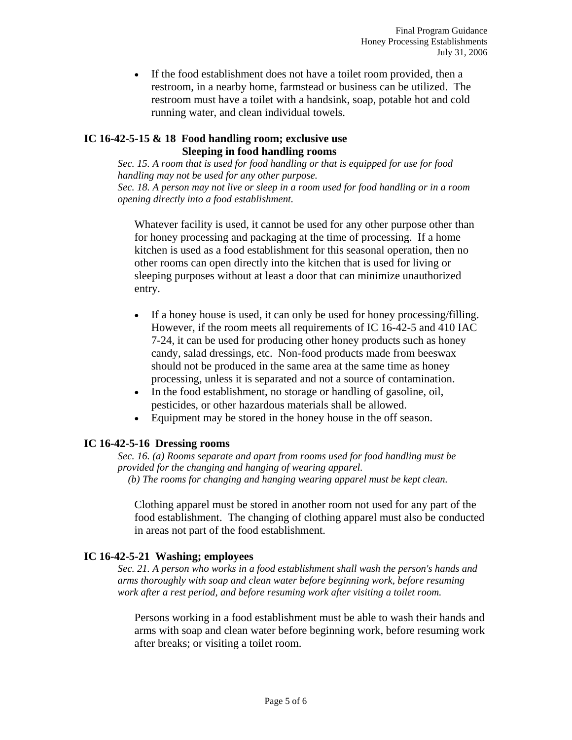- If the food establishment does not have a toilet room provided, then a restroom, in a nearby home, farmstead or business can be utilized. The restroom must have a toilet with a handsink, soap, potable hot and cold running water, and clean individual towels.

### IC 16-42-5-15 & 18 Food handling room; exclusive use Sleeping in food handling rooms

*Sec. 15. A room that is used for food handling or that is equipped for use for food handling may not be used for any other purpose.*
*Sec. 18. A person may not live or sleep in a room used for food handling or in a room opening directly into a food establishment.*

Whatever facility is used, it cannot be used for any other purpose other than for honey processing and packaging at the time of processing. If a home kitchen is used as a food establishment for this seasonal operation, then no other rooms can open directly into the kitchen that is used for living or sleeping purposes without at least a door that can minimize unauthorized entry.

- If a honey house is used, it can only be used for honey processing/filling. However, if the room meets all requirements of IC 16-42-5 and 410 IAC 7-24, it can be used for producing other honey products such as honey candy, salad dressings, etc. Non-food products made from beeswax should not be produced in the same area at the same time as honey processing, unless it is separated and not a source of contamination.
- In the food establishment, no storage or handling of gasoline, oil, pesticides, or other hazardous materials shall be allowed.
- Equipment may be stored in the honey house in the off season.

### IC 16-42-5-16 Dressing rooms

*Sec. 16. (a) Rooms separate and apart from rooms used for food handling must be provided for the changing and hanging of wearing apparel.*
*(b) The rooms for changing and hanging wearing apparel must be kept clean.*

Clothing apparel must be stored in another room not used for any part of the food establishment. The changing of clothing apparel must also be conducted in areas not part of the food establishment.

### IC 16-42-5-21 Washing; employees

*Sec. 21. A person who works in a food establishment shall wash the person's hands and arms thoroughly with soap and clean water before beginning work, before resuming work after a rest period, and before resuming work after visiting a toilet room.*

Persons working in a food establishment must be able to wash their hands and arms with soap and clean water before beginning work, before resuming work after breaks; or visiting a toilet room.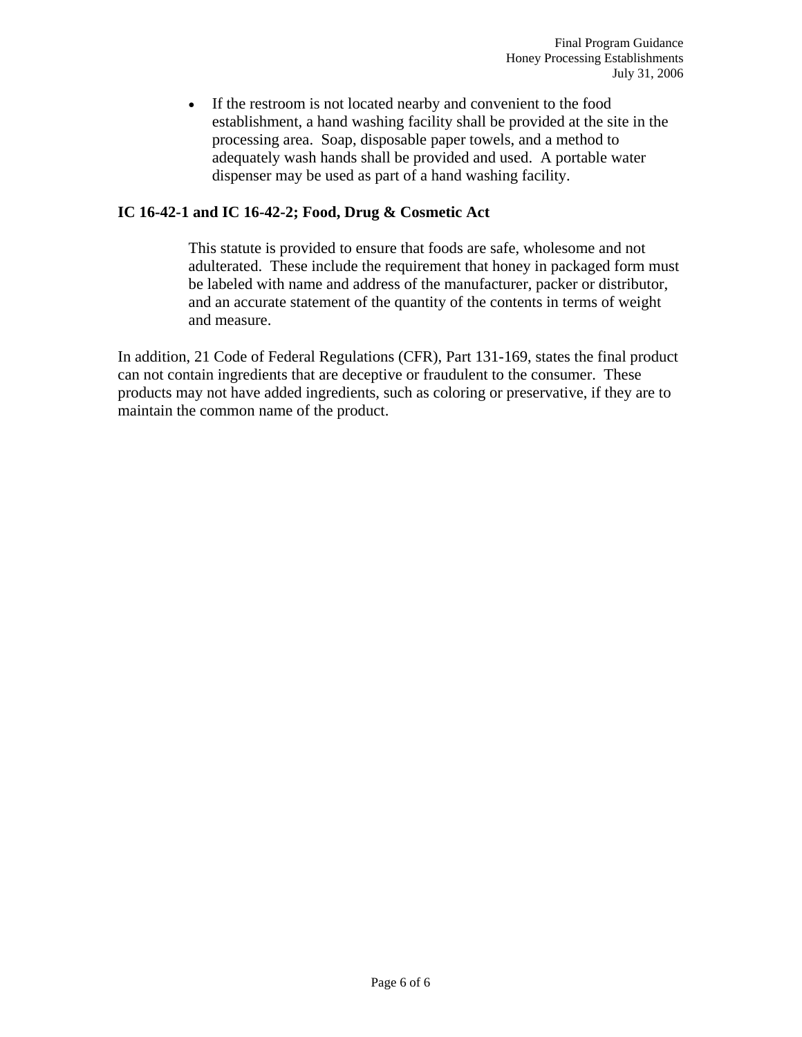- If the restroom is not located nearby and convenient to the food establishment, a hand washing facility shall be provided at the site in the processing area. Soap, disposable paper towels, and a method to adequately wash hands shall be provided and used. A portable water dispenser may be used as part of a hand washing facility.

**IC 16-42-1 and IC 16-42-2; Food, Drug & Cosmetic Act**

This statute is provided to ensure that foods are safe, wholesome and not adulterated. These include the requirement that honey in packaged form must be labeled with name and address of the manufacturer, packer or distributor, and an accurate statement of the quantity of the contents in terms of weight and measure.

In addition, 21 Code of Federal Regulations (CFR), Part 131-169, states the final product can not contain ingredients that are deceptive or fraudulent to the consumer. These products may not have added ingredients, such as coloring or preservative, if they are to maintain the common name of the product.